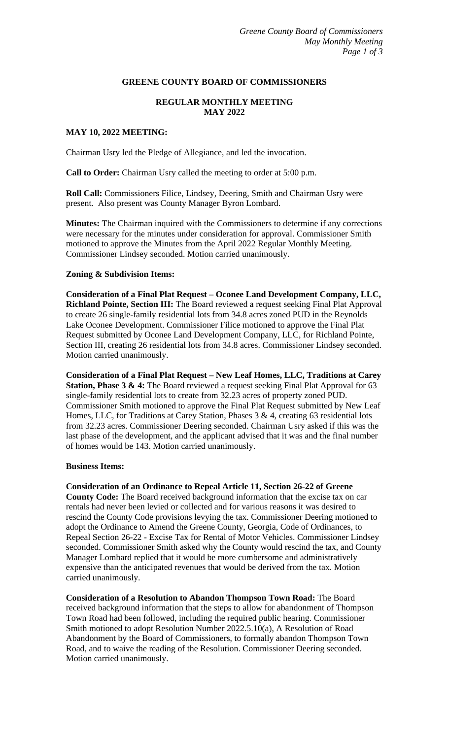# GREENE COUNTY BOARD OF COMMISSIONERS

## REGULAR MONTHLY MEETING
## MAY 2022

**MAY 10, 2022 MEETING:**

Chairman Usry led the Pledge of Allegiance, and led the invocation.

**Call to Order:** Chairman Usry called the meeting to order at 5:00 p.m.

**Roll Call:** Commissioners Filice, Lindsey, Deering, Smith and Chairman Usry were present. Also present was County Manager Byron Lombard.

**Minutes:** The Chairman inquired with the Commissioners to determine if any corrections were necessary for the minutes under consideration for approval. Commissioner Smith motioned to approve the Minutes from the April 2022 Regular Monthly Meeting. Commissioner Lindsey seconded. Motion carried unanimously.

**Zoning & Subdivision Items:**

**Consideration of a Final Plat Request – Oconee Land Development Company, LLC, Richland Pointe, Section III:** The Board reviewed a request seeking Final Plat Approval to create 26 single-family residential lots from 34.8 acres zoned PUD in the Reynolds Lake Oconee Development. Commissioner Filice motioned to approve the Final Plat Request submitted by Oconee Land Development Company, LLC, for Richland Pointe, Section III, creating 26 residential lots from 34.8 acres. Commissioner Lindsey seconded. Motion carried unanimously.

**Consideration of a Final Plat Request – New Leaf Homes, LLC, Traditions at Carey Station, Phase 3 & 4:** The Board reviewed a request seeking Final Plat Approval for 63 single-family residential lots to create from 32.23 acres of property zoned PUD. Commissioner Smith motioned to approve the Final Plat Request submitted by New Leaf Homes, LLC, for Traditions at Carey Station, Phases 3 & 4, creating 63 residential lots from 32.23 acres. Commissioner Deering seconded. Chairman Usry asked if this was the last phase of the development, and the applicant advised that it was and the final number of homes would be 143. Motion carried unanimously.

**Business Items:**

**Consideration of an Ordinance to Repeal Article 11, Section 26-22 of Greene County Code:** The Board received background information that the excise tax on car rentals had never been levied or collected and for various reasons it was desired to rescind the County Code provisions levying the tax. Commissioner Deering motioned to adopt the Ordinance to Amend the Greene County, Georgia, Code of Ordinances, to Repeal Section 26-22 - Excise Tax for Rental of Motor Vehicles. Commissioner Lindsey seconded. Commissioner Smith asked why the County would rescind the tax, and County Manager Lombard replied that it would be more cumbersome and administratively expensive than the anticipated revenues that would be derived from the tax. Motion carried unanimously.

**Consideration of a Resolution to Abandon Thompson Town Road:** The Board received background information that the steps to allow for abandonment of Thompson Town Road had been followed, including the required public hearing. Commissioner Smith motioned to adopt Resolution Number 2022.5.10(a), A Resolution of Road Abandonment by the Board of Commissioners, to formally abandon Thompson Town Road, and to waive the reading of the Resolution. Commissioner Deering seconded. Motion carried unanimously.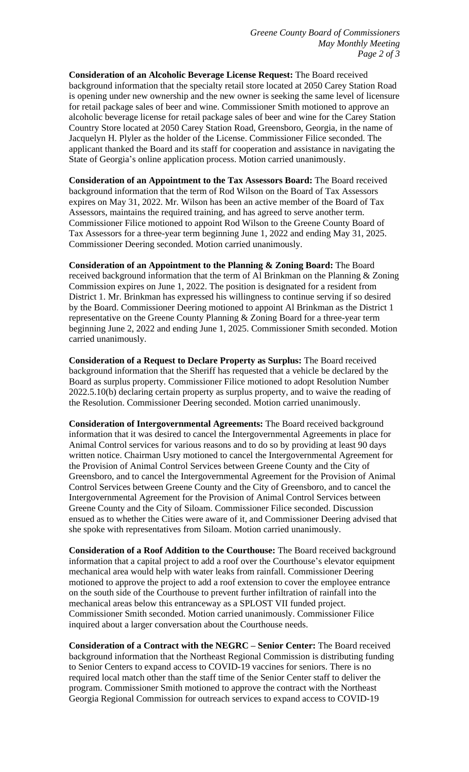**Consideration of an Alcoholic Beverage License Request:** The Board received background information that the specialty retail store located at 2050 Carey Station Road is opening under new ownership and the new owner is seeking the same level of licensure for retail package sales of beer and wine. Commissioner Smith motioned to approve an alcoholic beverage license for retail package sales of beer and wine for the Carey Station Country Store located at 2050 Carey Station Road, Greensboro, Georgia, in the name of Jacquelyn H. Plyler as the holder of the License. Commissioner Filice seconded. The applicant thanked the Board and its staff for cooperation and assistance in navigating the State of Georgia's online application process. Motion carried unanimously.

**Consideration of an Appointment to the Tax Assessors Board:** The Board received background information that the term of Rod Wilson on the Board of Tax Assessors expires on May 31, 2022. Mr. Wilson has been an active member of the Board of Tax Assessors, maintains the required training, and has agreed to serve another term. Commissioner Filice motioned to appoint Rod Wilson to the Greene County Board of Tax Assessors for a three-year term beginning June 1, 2022 and ending May 31, 2025. Commissioner Deering seconded. Motion carried unanimously.

**Consideration of an Appointment to the Planning & Zoning Board:** The Board received background information that the term of Al Brinkman on the Planning & Zoning Commission expires on June 1, 2022. The position is designated for a resident from District 1. Mr. Brinkman has expressed his willingness to continue serving if so desired by the Board. Commissioner Deering motioned to appoint Al Brinkman as the District 1 representative on the Greene County Planning & Zoning Board for a three-year term beginning June 2, 2022 and ending June 1, 2025. Commissioner Smith seconded. Motion carried unanimously.

**Consideration of a Request to Declare Property as Surplus:** The Board received background information that the Sheriff has requested that a vehicle be declared by the Board as surplus property. Commissioner Filice motioned to adopt Resolution Number 2022.5.10(b) declaring certain property as surplus property, and to waive the reading of the Resolution. Commissioner Deering seconded. Motion carried unanimously.

**Consideration of Intergovernmental Agreements:** The Board received background information that it was desired to cancel the Intergovernmental Agreements in place for Animal Control services for various reasons and to do so by providing at least 90 days written notice. Chairman Usry motioned to cancel the Intergovernmental Agreement for the Provision of Animal Control Services between Greene County and the City of Greensboro, and to cancel the Intergovernmental Agreement for the Provision of Animal Control Services between Greene County and the City of Greensboro, and to cancel the Intergovernmental Agreement for the Provision of Animal Control Services between Greene County and the City of Siloam. Commissioner Filice seconded. Discussion ensued as to whether the Cities were aware of it, and Commissioner Deering advised that she spoke with representatives from Siloam. Motion carried unanimously.

**Consideration of a Roof Addition to the Courthouse:** The Board received background information that a capital project to add a roof over the Courthouse's elevator equipment mechanical area would help with water leaks from rainfall. Commissioner Deering motioned to approve the project to add a roof extension to cover the employee entrance on the south side of the Courthouse to prevent further infiltration of rainfall into the mechanical areas below this entranceway as a SPLOST VII funded project. Commissioner Smith seconded. Motion carried unanimously. Commissioner Filice inquired about a larger conversation about the Courthouse needs.

**Consideration of a Contract with the NEGRC – Senior Center:** The Board received background information that the Northeast Regional Commission is distributing funding to Senior Centers to expand access to COVID-19 vaccines for seniors. There is no required local match other than the staff time of the Senior Center staff to deliver the program. Commissioner Smith motioned to approve the contract with the Northeast Georgia Regional Commission for outreach services to expand access to COVID-19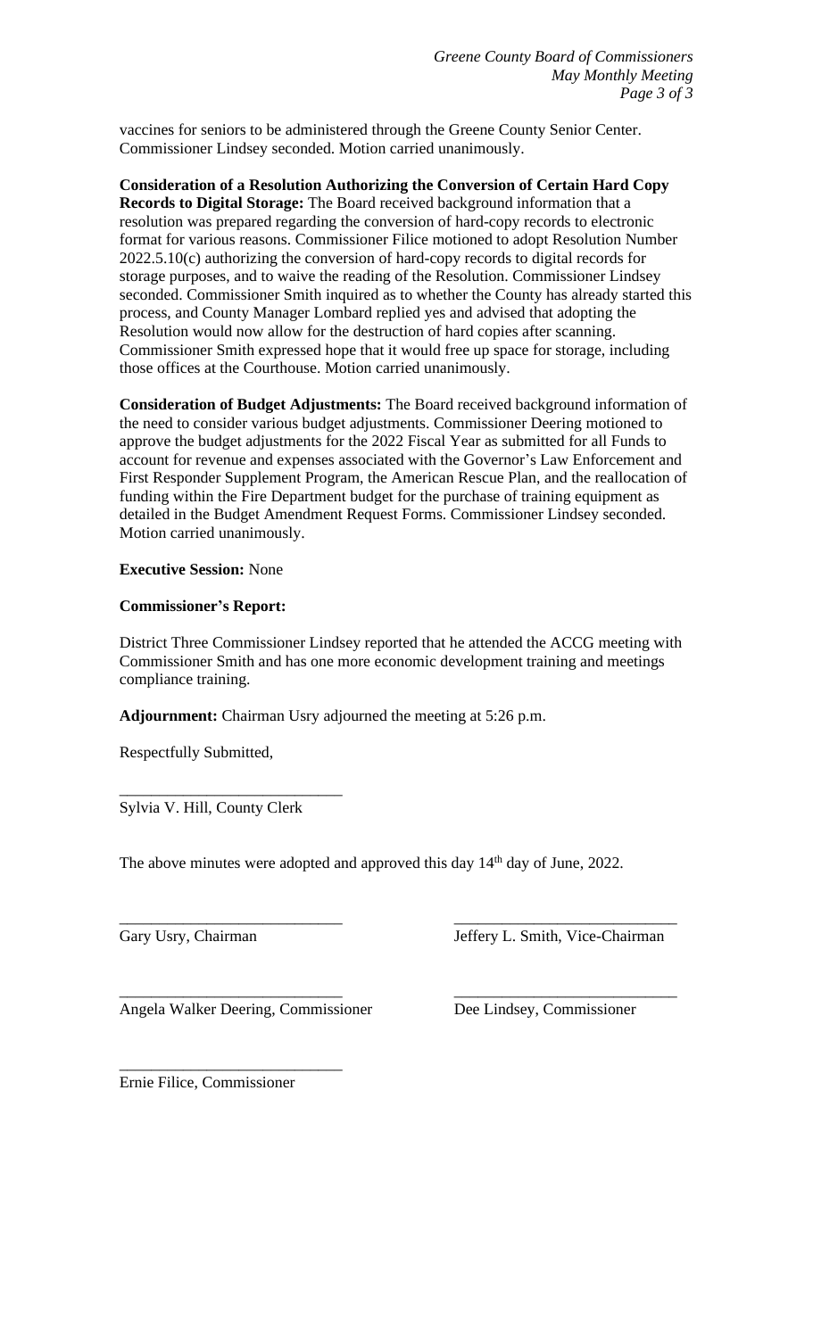vaccines for seniors to be administered through the Greene County Senior Center. Commissioner Lindsey seconded. Motion carried unanimously.

**Consideration of a Resolution Authorizing the Conversion of Certain Hard Copy Records to Digital Storage:** The Board received background information that a resolution was prepared regarding the conversion of hard-copy records to electronic format for various reasons. Commissioner Filice motioned to adopt Resolution Number 2022.5.10(c) authorizing the conversion of hard-copy records to digital records for storage purposes, and to waive the reading of the Resolution. Commissioner Lindsey seconded. Commissioner Smith inquired as to whether the County has already started this process, and County Manager Lombard replied yes and advised that adopting the Resolution would now allow for the destruction of hard copies after scanning. Commissioner Smith expressed hope that it would free up space for storage, including those offices at the Courthouse. Motion carried unanimously.

**Consideration of Budget Adjustments:** The Board received background information of the need to consider various budget adjustments. Commissioner Deering motioned to approve the budget adjustments for the 2022 Fiscal Year as submitted for all Funds to account for revenue and expenses associated with the Governor's Law Enforcement and First Responder Supplement Program, the American Rescue Plan, and the reallocation of funding within the Fire Department budget for the purchase of training equipment as detailed in the Budget Amendment Request Forms. Commissioner Lindsey seconded. Motion carried unanimously.

**Executive Session:** None

**Commissioner's Report:**

District Three Commissioner Lindsey reported that he attended the ACCG meeting with Commissioner Smith and has one more economic development training and meetings compliance training.

**Adjournment:** Chairman Usry adjourned the meeting at 5:26 p.m.

Respectfully Submitted,

___________________________
Sylvia V. Hill, County Clerk

The above minutes were adopted and approved this day 14th day of June, 2022.

___________________________
Gary Usry, Chairman

___________________________
Jeffery L. Smith, Vice-Chairman

___________________________
Angela Walker Deering, Commissioner

___________________________
Dee Lindsey, Commissioner

___________________________
Ernie Filice, Commissioner